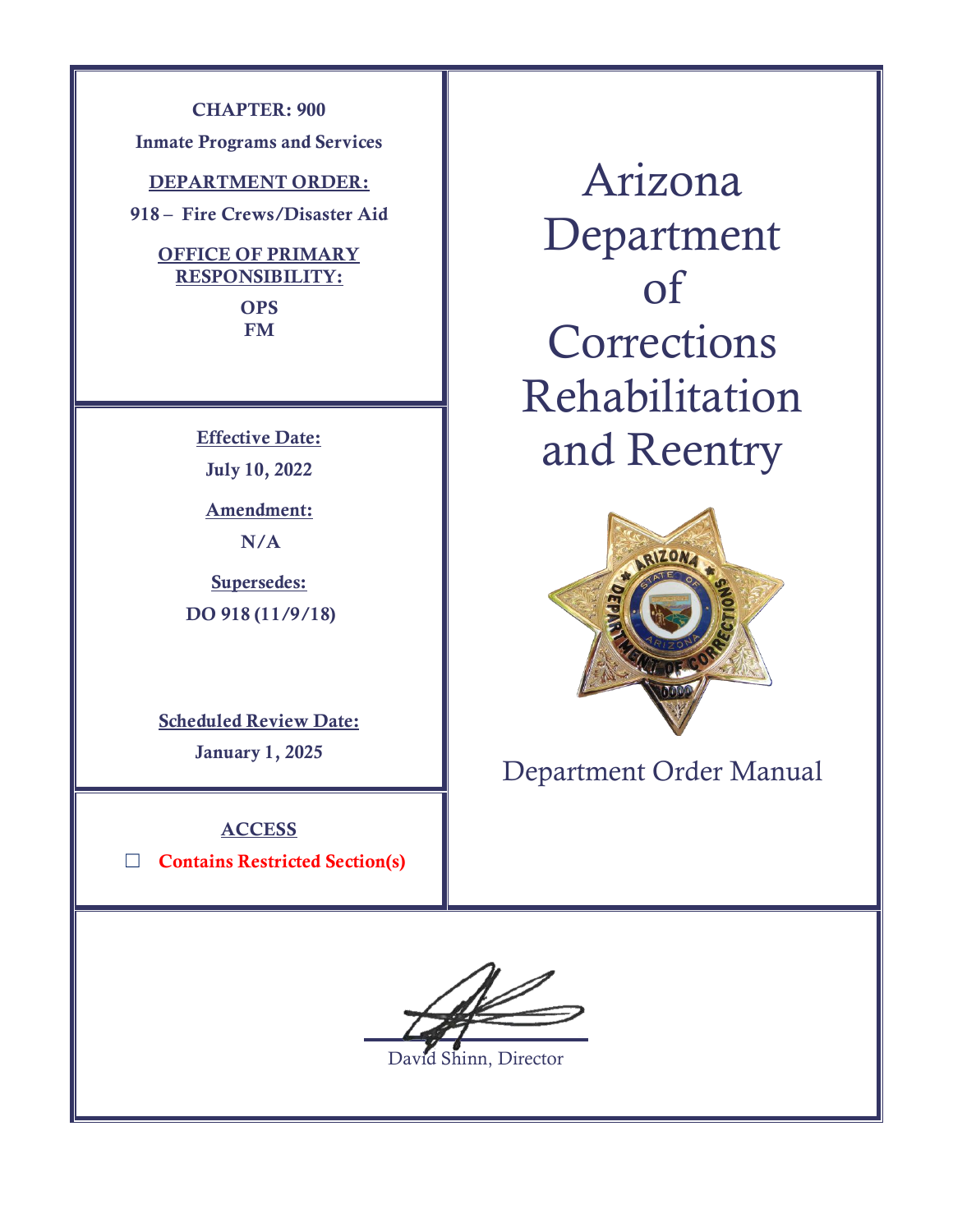**CHAPTER: 900**

**Inmate Programs and Services**

**DEPARTMENT ORDER:**

**918 – Fire Crews/Disaster Aid**

**OFFICE OF PRIMARY RESPONSIBILITY:**

**OPS**
**FM**

**Effective Date:**

**July 10, 2022**

**Amendment:**

**N/A**

**Supersedes:**

**DO 918 (11/9/18)**

**Scheduled Review Date:**

**January 1, 2025**

**ACCESS**

☐ **Contains Restricted Section(s)**

# Arizona Department of Corrections Rehabilitation and Reentry

Department Order Manual

David Shinn, Director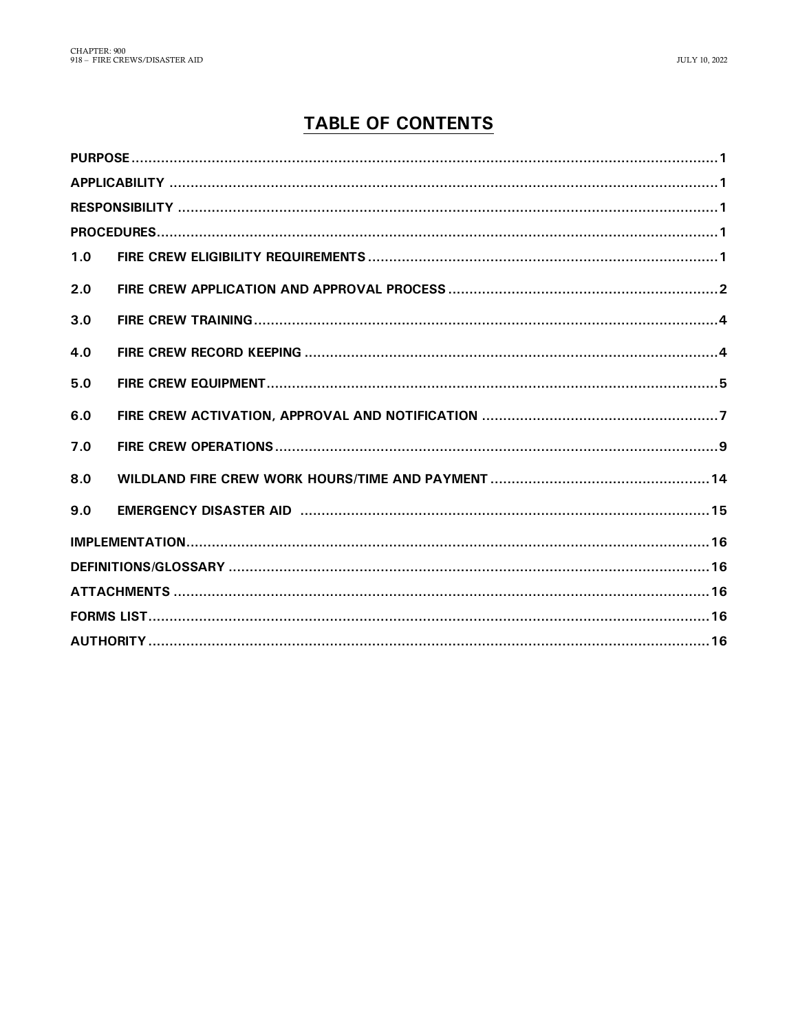# TABLE OF CONTENTS

| | | |
|---|---|---|
| **PURPOSE** | | **1** |
| **APPLICABILITY** | | **1** |
| **RESPONSIBILITY** | | **1** |
| **PROCEDURES** | | **1** |
| **1.0** | **FIRE CREW ELIGIBILITY REQUIREMENTS** | **1** |
| **2.0** | **FIRE CREW APPLICATION AND APPROVAL PROCESS** | **2** |
| **3.0** | **FIRE CREW TRAINING** | **4** |
| **4.0** | **FIRE CREW RECORD KEEPING** | **4** |
| **5.0** | **FIRE CREW EQUIPMENT** | **5** |
| **6.0** | **FIRE CREW ACTIVATION, APPROVAL AND NOTIFICATION** | **7** |
| **7.0** | **FIRE CREW OPERATIONS** | **9** |
| **8.0** | **WILDLAND FIRE CREW WORK HOURS/TIME AND PAYMENT** | **14** |
| **9.0** | **EMERGENCY DISASTER AID** | **15** |
| **IMPLEMENTATION** | | **16** |
| **DEFINITIONS/GLOSSARY** | | **16** |
| **ATTACHMENTS** | | **16** |
| **FORMS LIST** | | **16** |
| **AUTHORITY** | | **16** |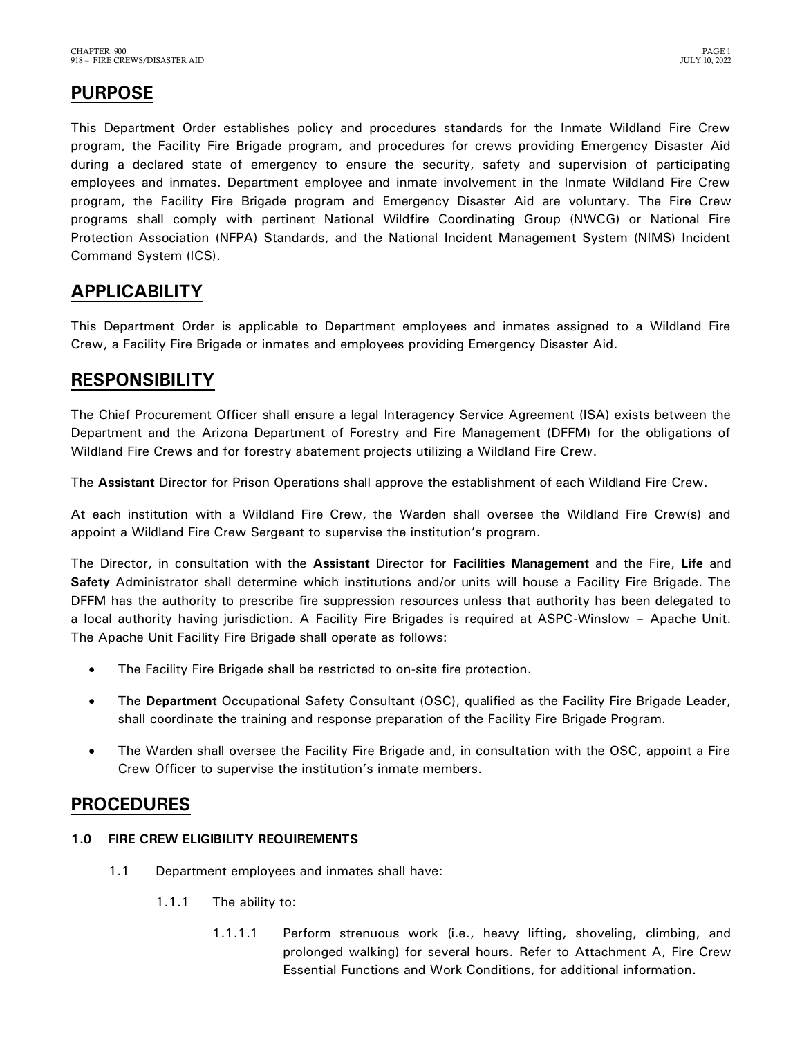## PURPOSE

This Department Order establishes policy and procedures standards for the Inmate Wildland Fire Crew program, the Facility Fire Brigade program, and procedures for crews providing Emergency Disaster Aid during a declared state of emergency to ensure the security, safety and supervision of participating employees and inmates. Department employee and inmate involvement in the Inmate Wildland Fire Crew program, the Facility Fire Brigade program and Emergency Disaster Aid are voluntary. The Fire Crew programs shall comply with pertinent National Wildfire Coordinating Group (NWCG) or National Fire Protection Association (NFPA) Standards, and the National Incident Management System (NIMS) Incident Command System (ICS).

## APPLICABILITY

This Department Order is applicable to Department employees and inmates assigned to a Wildland Fire Crew, a Facility Fire Brigade or inmates and employees providing Emergency Disaster Aid.

## RESPONSIBILITY

The Chief Procurement Officer shall ensure a legal Interagency Service Agreement (ISA) exists between the Department and the Arizona Department of Forestry and Fire Management (DFFM) for the obligations of Wildland Fire Crews and for forestry abatement projects utilizing a Wildland Fire Crew.

The **Assistant** Director for Prison Operations shall approve the establishment of each Wildland Fire Crew.

At each institution with a Wildland Fire Crew, the Warden shall oversee the Wildland Fire Crew(s) and appoint a Wildland Fire Crew Sergeant to supervise the institution's program.

The Director, in consultation with the **Assistant** Director for **Facilities Management** and the Fire, **Life** and **Safety** Administrator shall determine which institutions and/or units will house a Facility Fire Brigade. The DFFM has the authority to prescribe fire suppression resources unless that authority has been delegated to a local authority having jurisdiction. A Facility Fire Brigades is required at ASPC-Winslow – Apache Unit. The Apache Unit Facility Fire Brigade shall operate as follows:

- The Facility Fire Brigade shall be restricted to on-site fire protection.
- The **Department** Occupational Safety Consultant (OSC), qualified as the Facility Fire Brigade Leader, shall coordinate the training and response preparation of the Facility Fire Brigade Program.
- The Warden shall oversee the Facility Fire Brigade and, in consultation with the OSC, appoint a Fire Crew Officer to supervise the institution's inmate members.

## PROCEDURES

### 1.0 FIRE CREW ELIGIBILITY REQUIREMENTS

1.1 Department employees and inmates shall have:

1.1.1 The ability to:

1.1.1.1 Perform strenuous work (i.e., heavy lifting, shoveling, climbing, and prolonged walking) for several hours. Refer to Attachment A, Fire Crew Essential Functions and Work Conditions, for additional information.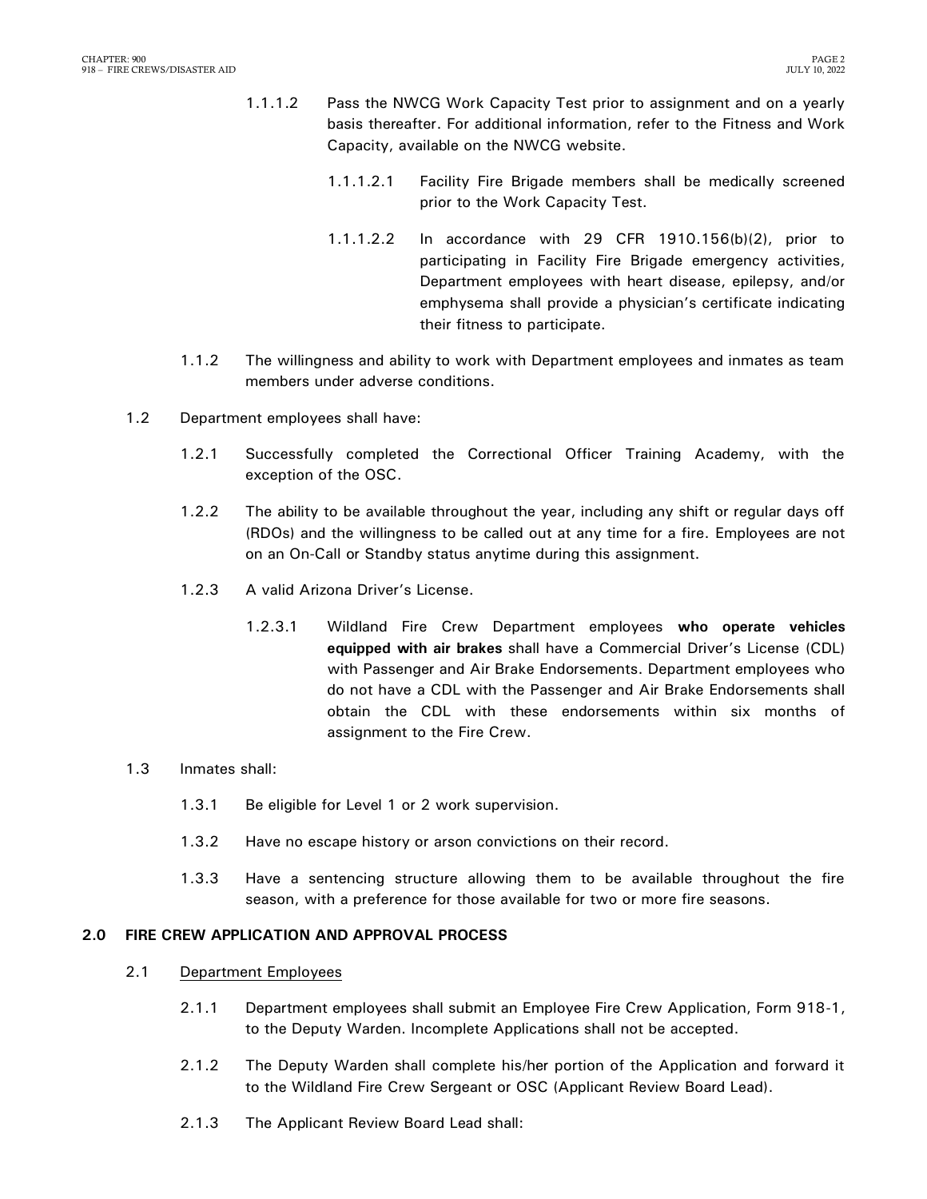1.1.1.2 Pass the NWCG Work Capacity Test prior to assignment and on a yearly basis thereafter. For additional information, refer to the Fitness and Work Capacity, available on the NWCG website.

1.1.1.2.1 Facility Fire Brigade members shall be medically screened prior to the Work Capacity Test.

1.1.1.2.2 In accordance with 29 CFR 1910.156(b)(2), prior to participating in Facility Fire Brigade emergency activities, Department employees with heart disease, epilepsy, and/or emphysema shall provide a physician's certificate indicating their fitness to participate.

1.1.2 The willingness and ability to work with Department employees and inmates as team members under adverse conditions.

1.2 Department employees shall have:

1.2.1 Successfully completed the Correctional Officer Training Academy, with the exception of the OSC.

1.2.2 The ability to be available throughout the year, including any shift or regular days off (RDOs) and the willingness to be called out at any time for a fire. Employees are not on an On-Call or Standby status anytime during this assignment.

1.2.3 A valid Arizona Driver's License.

1.2.3.1 Wildland Fire Crew Department employees **who operate vehicles equipped with air brakes** shall have a Commercial Driver's License (CDL) with Passenger and Air Brake Endorsements. Department employees who do not have a CDL with the Passenger and Air Brake Endorsements shall obtain the CDL with these endorsements within six months of assignment to the Fire Crew.

1.3 Inmates shall:

1.3.1 Be eligible for Level 1 or 2 work supervision.

1.3.2 Have no escape history or arson convictions on their record.

1.3.3 Have a sentencing structure allowing them to be available throughout the fire season, with a preference for those available for two or more fire seasons.

## 2.0 FIRE CREW APPLICATION AND APPROVAL PROCESS

2.1 Department Employees

2.1.1 Department employees shall submit an Employee Fire Crew Application, Form 918-1, to the Deputy Warden. Incomplete Applications shall not be accepted.

2.1.2 The Deputy Warden shall complete his/her portion of the Application and forward it to the Wildland Fire Crew Sergeant or OSC (Applicant Review Board Lead).

2.1.3 The Applicant Review Board Lead shall: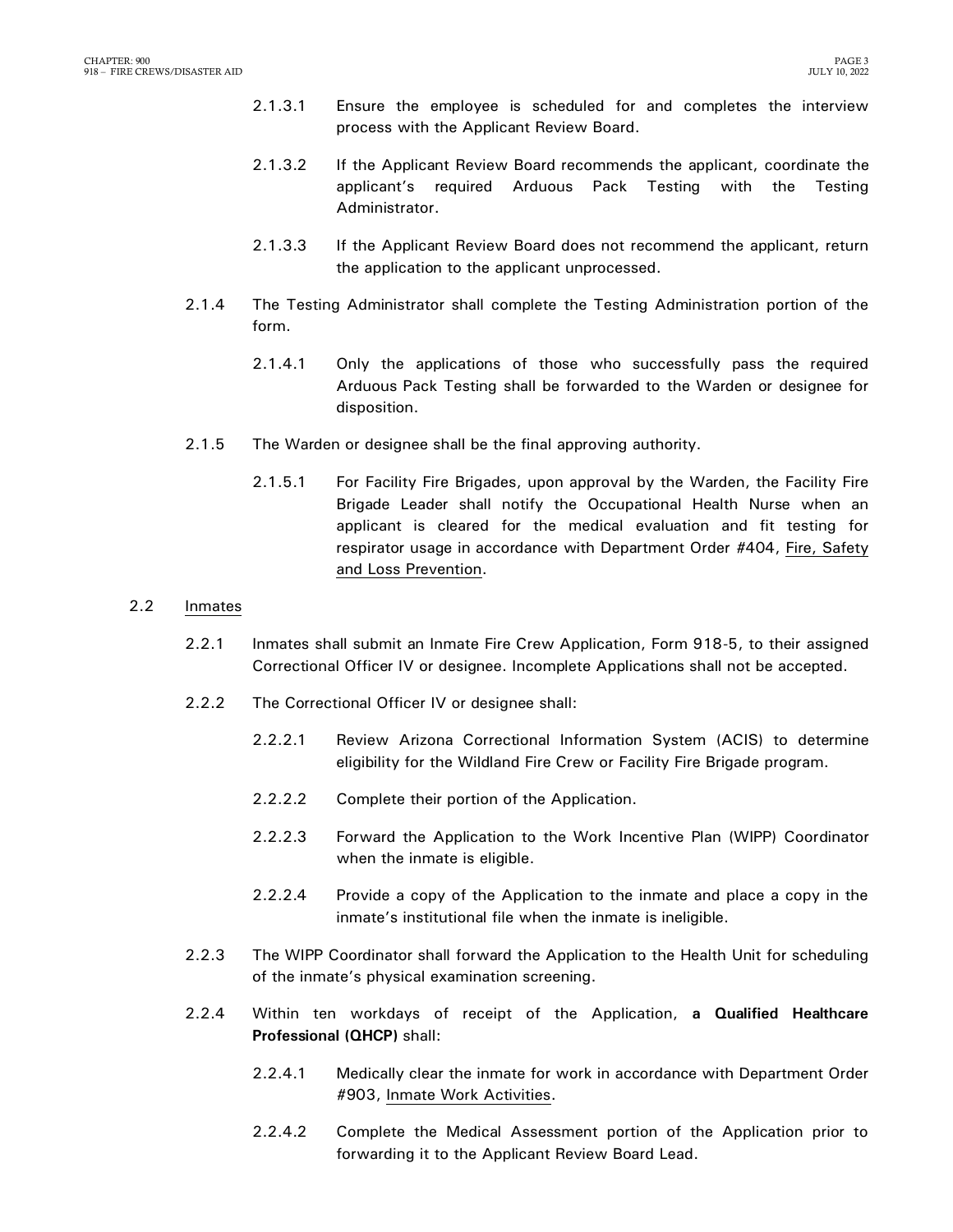2.1.3.1 Ensure the employee is scheduled for and completes the interview process with the Applicant Review Board.

2.1.3.2 If the Applicant Review Board recommends the applicant, coordinate the applicant's required Arduous Pack Testing with the Testing Administrator.

2.1.3.3 If the Applicant Review Board does not recommend the applicant, return the application to the applicant unprocessed.

2.1.4 The Testing Administrator shall complete the Testing Administration portion of the form.

2.1.4.1 Only the applications of those who successfully pass the required Arduous Pack Testing shall be forwarded to the Warden or designee for disposition.

2.1.5 The Warden or designee shall be the final approving authority.

2.1.5.1 For Facility Fire Brigades, upon approval by the Warden, the Facility Fire Brigade Leader shall notify the Occupational Health Nurse when an applicant is cleared for the medical evaluation and fit testing for respirator usage in accordance with Department Order #404, Fire, Safety and Loss Prevention.

2.2 Inmates

2.2.1 Inmates shall submit an Inmate Fire Crew Application, Form 918-5, to their assigned Correctional Officer IV or designee. Incomplete Applications shall not be accepted.

2.2.2 The Correctional Officer IV or designee shall:

2.2.2.1 Review Arizona Correctional Information System (ACIS) to determine eligibility for the Wildland Fire Crew or Facility Fire Brigade program.

2.2.2.2 Complete their portion of the Application.

2.2.2.3 Forward the Application to the Work Incentive Plan (WIPP) Coordinator when the inmate is eligible.

2.2.2.4 Provide a copy of the Application to the inmate and place a copy in the inmate's institutional file when the inmate is ineligible.

2.2.3 The WIPP Coordinator shall forward the Application to the Health Unit for scheduling of the inmate's physical examination screening.

2.2.4 Within ten workdays of receipt of the Application, **a Qualified Healthcare Professional (QHCP)** shall:

2.2.4.1 Medically clear the inmate for work in accordance with Department Order #903, Inmate Work Activities.

2.2.4.2 Complete the Medical Assessment portion of the Application prior to forwarding it to the Applicant Review Board Lead.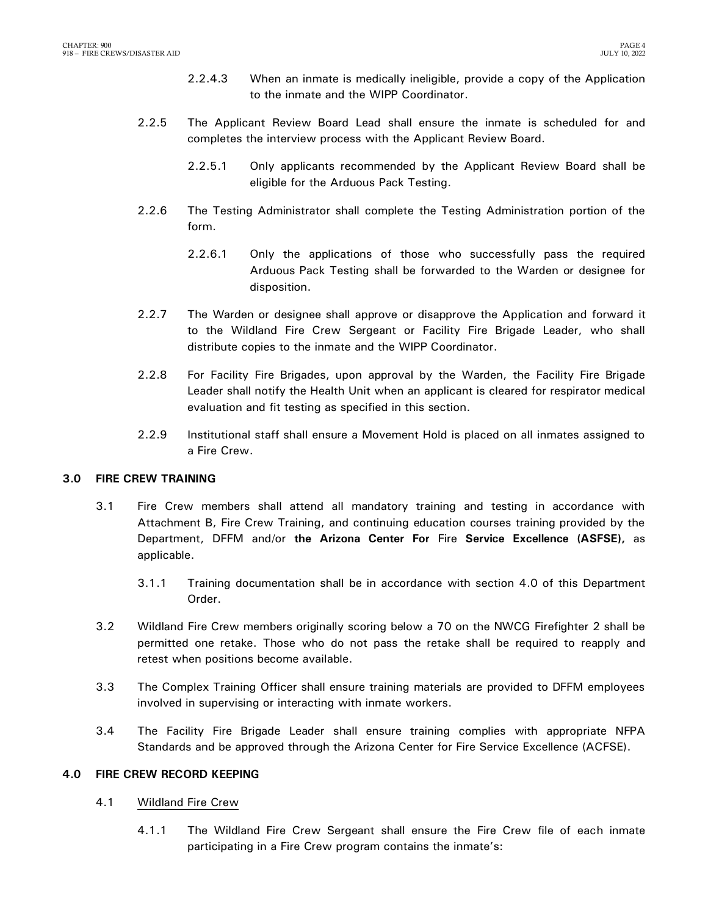2.2.4.3 When an inmate is medically ineligible, provide a copy of the Application to the inmate and the WIPP Coordinator.

2.2.5 The Applicant Review Board Lead shall ensure the inmate is scheduled for and completes the interview process with the Applicant Review Board.

2.2.5.1 Only applicants recommended by the Applicant Review Board shall be eligible for the Arduous Pack Testing.

2.2.6 The Testing Administrator shall complete the Testing Administration portion of the form.

2.2.6.1 Only the applications of those who successfully pass the required Arduous Pack Testing shall be forwarded to the Warden or designee for disposition.

2.2.7 The Warden or designee shall approve or disapprove the Application and forward it to the Wildland Fire Crew Sergeant or Facility Fire Brigade Leader, who shall distribute copies to the inmate and the WIPP Coordinator.

2.2.8 For Facility Fire Brigades, upon approval by the Warden, the Facility Fire Brigade Leader shall notify the Health Unit when an applicant is cleared for respirator medical evaluation and fit testing as specified in this section.

2.2.9 Institutional staff shall ensure a Movement Hold is placed on all inmates assigned to a Fire Crew.

## 3.0 FIRE CREW TRAINING

3.1 Fire Crew members shall attend all mandatory training and testing in accordance with Attachment B, Fire Crew Training, and continuing education courses training provided by the Department, DFFM and/or **the Arizona Center For** Fire **Service Excellence (ASFSE),** as applicable.

3.1.1 Training documentation shall be in accordance with section 4.0 of this Department Order.

3.2 Wildland Fire Crew members originally scoring below a 70 on the NWCG Firefighter 2 shall be permitted one retake. Those who do not pass the retake shall be required to reapply and retest when positions become available.

3.3 The Complex Training Officer shall ensure training materials are provided to DFFM employees involved in supervising or interacting with inmate workers.

3.4 The Facility Fire Brigade Leader shall ensure training complies with appropriate NFPA Standards and be approved through the Arizona Center for Fire Service Excellence (ACFSE).

## 4.0 FIRE CREW RECORD KEEPING

4.1 Wildland Fire Crew

4.1.1 The Wildland Fire Crew Sergeant shall ensure the Fire Crew file of each inmate participating in a Fire Crew program contains the inmate's: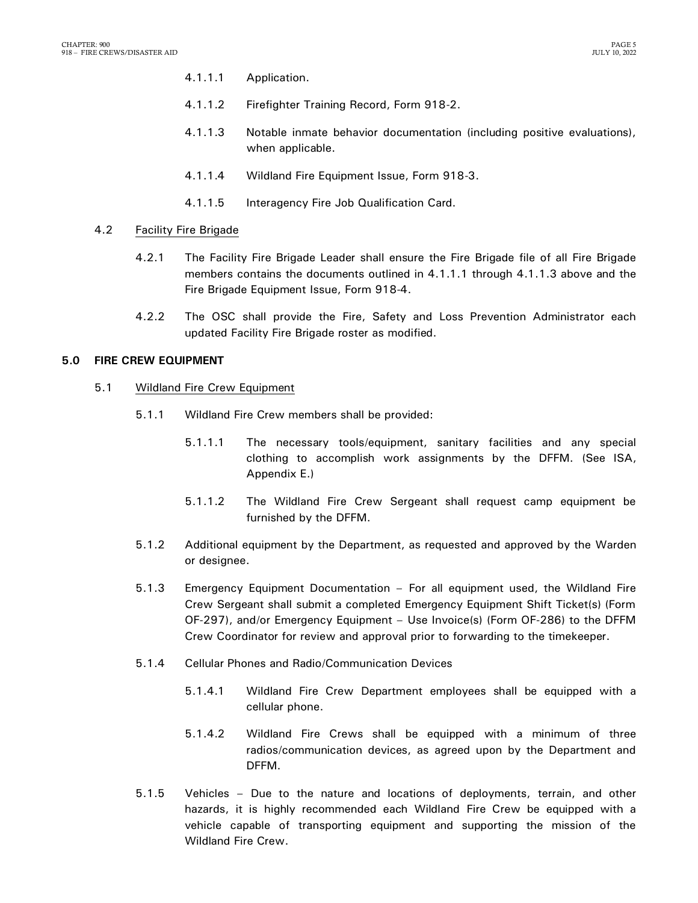4.1.1.1 Application.

4.1.1.2 Firefighter Training Record, Form 918-2.

4.1.1.3 Notable inmate behavior documentation (including positive evaluations), when applicable.

4.1.1.4 Wildland Fire Equipment Issue, Form 918-3.

4.1.1.5 Interagency Fire Job Qualification Card.

4.2 Facility Fire Brigade

4.2.1 The Facility Fire Brigade Leader shall ensure the Fire Brigade file of all Fire Brigade members contains the documents outlined in 4.1.1.1 through 4.1.1.3 above and the Fire Brigade Equipment Issue, Form 918-4.

4.2.2 The OSC shall provide the Fire, Safety and Loss Prevention Administrator each updated Facility Fire Brigade roster as modified.

## 5.0 FIRE CREW EQUIPMENT

5.1 Wildland Fire Crew Equipment

5.1.1 Wildland Fire Crew members shall be provided:

5.1.1.1 The necessary tools/equipment, sanitary facilities and any special clothing to accomplish work assignments by the DFFM. (See ISA, Appendix E.)

5.1.1.2 The Wildland Fire Crew Sergeant shall request camp equipment be furnished by the DFFM.

5.1.2 Additional equipment by the Department, as requested and approved by the Warden or designee.

5.1.3 Emergency Equipment Documentation – For all equipment used, the Wildland Fire Crew Sergeant shall submit a completed Emergency Equipment Shift Ticket(s) (Form OF-297), and/or Emergency Equipment – Use Invoice(s) (Form OF-286) to the DFFM Crew Coordinator for review and approval prior to forwarding to the timekeeper.

5.1.4 Cellular Phones and Radio/Communication Devices

5.1.4.1 Wildland Fire Crew Department employees shall be equipped with a cellular phone.

5.1.4.2 Wildland Fire Crews shall be equipped with a minimum of three radios/communication devices, as agreed upon by the Department and DFFM.

5.1.5 Vehicles – Due to the nature and locations of deployments, terrain, and other hazards, it is highly recommended each Wildland Fire Crew be equipped with a vehicle capable of transporting equipment and supporting the mission of the Wildland Fire Crew.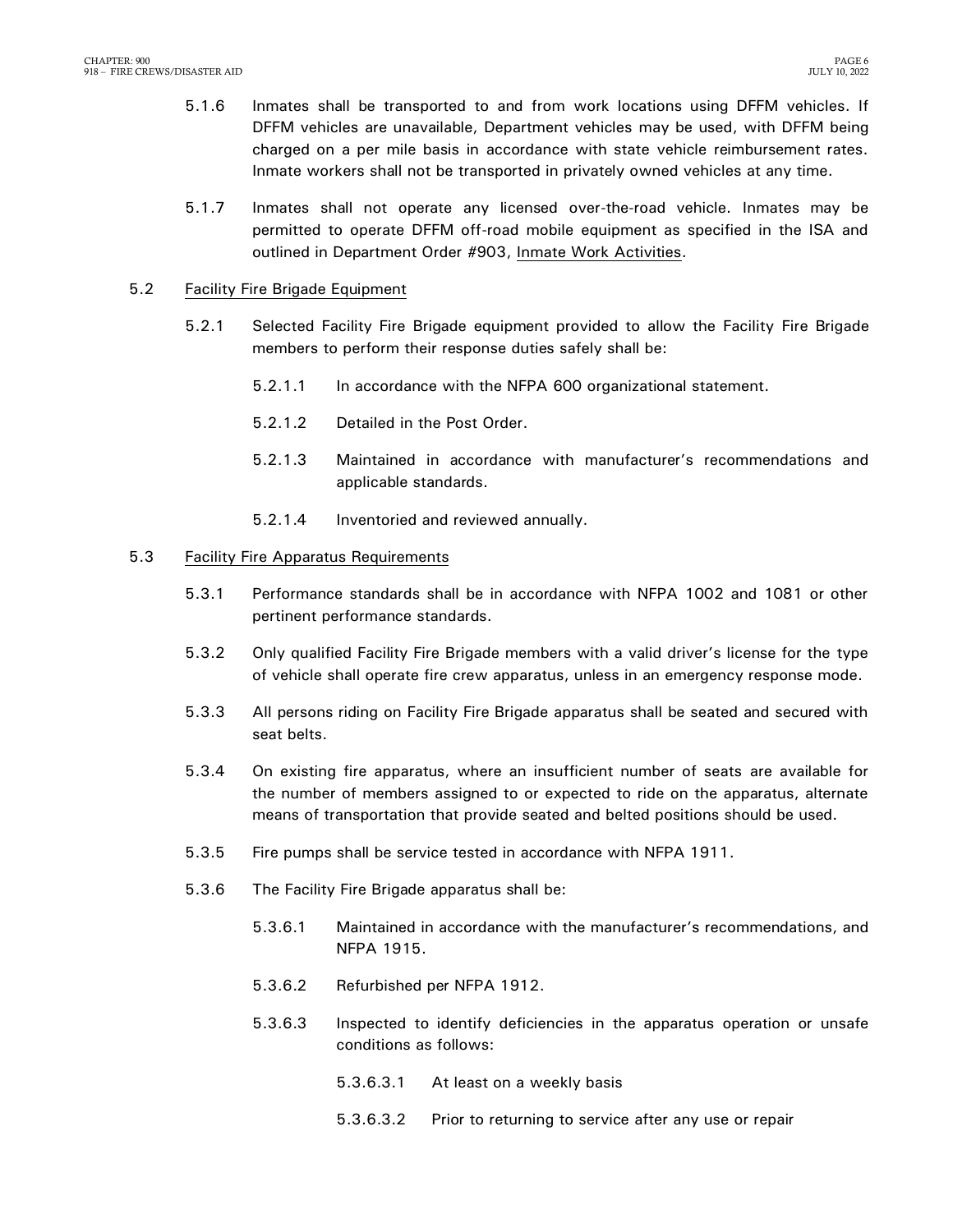5.1.6 Inmates shall be transported to and from work locations using DFFM vehicles. If DFFM vehicles are unavailable, Department vehicles may be used, with DFFM being charged on a per mile basis in accordance with state vehicle reimbursement rates. Inmate workers shall not be transported in privately owned vehicles at any time.

5.1.7 Inmates shall not operate any licensed over-the-road vehicle. Inmates may be permitted to operate DFFM off-road mobile equipment as specified in the ISA and outlined in Department Order #903, Inmate Work Activities.

5.2 Facility Fire Brigade Equipment

5.2.1 Selected Facility Fire Brigade equipment provided to allow the Facility Fire Brigade members to perform their response duties safely shall be:

5.2.1.1 In accordance with the NFPA 600 organizational statement.

5.2.1.2 Detailed in the Post Order.

5.2.1.3 Maintained in accordance with manufacturer's recommendations and applicable standards.

5.2.1.4 Inventoried and reviewed annually.

5.3 Facility Fire Apparatus Requirements

5.3.1 Performance standards shall be in accordance with NFPA 1002 and 1081 or other pertinent performance standards.

5.3.2 Only qualified Facility Fire Brigade members with a valid driver's license for the type of vehicle shall operate fire crew apparatus, unless in an emergency response mode.

5.3.3 All persons riding on Facility Fire Brigade apparatus shall be seated and secured with seat belts.

5.3.4 On existing fire apparatus, where an insufficient number of seats are available for the number of members assigned to or expected to ride on the apparatus, alternate means of transportation that provide seated and belted positions should be used.

5.3.5 Fire pumps shall be service tested in accordance with NFPA 1911.

5.3.6 The Facility Fire Brigade apparatus shall be:

5.3.6.1 Maintained in accordance with the manufacturer's recommendations, and NFPA 1915.

5.3.6.2 Refurbished per NFPA 1912.

5.3.6.3 Inspected to identify deficiencies in the apparatus operation or unsafe conditions as follows:

5.3.6.3.1 At least on a weekly basis

5.3.6.3.2 Prior to returning to service after any use or repair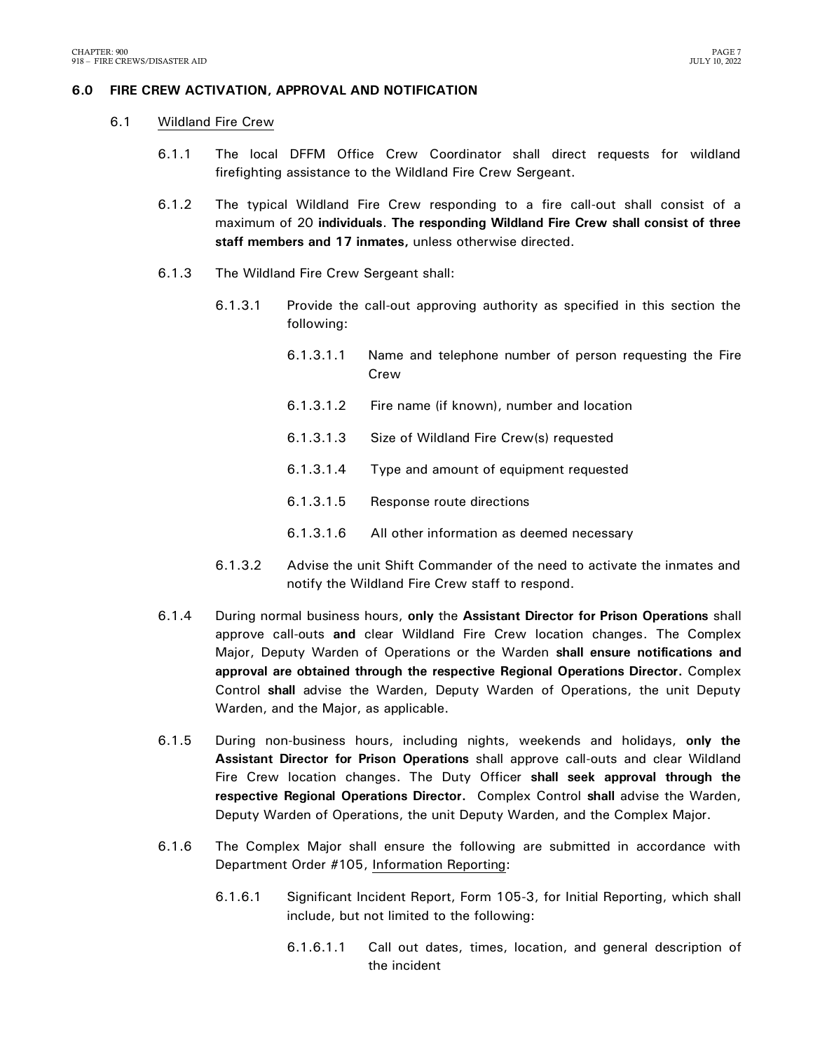## 6.0 FIRE CREW ACTIVATION, APPROVAL AND NOTIFICATION

### 6.1 Wildland Fire Crew

6.1.1 The local DFFM Office Crew Coordinator shall direct requests for wildland firefighting assistance to the Wildland Fire Crew Sergeant.

6.1.2 The typical Wildland Fire Crew responding to a fire call-out shall consist of a maximum of 20 **individuals**. **The responding Wildland Fire Crew shall consist of three staff members and 17 inmates,** unless otherwise directed.

6.1.3 The Wildland Fire Crew Sergeant shall:

6.1.3.1 Provide the call-out approving authority as specified in this section the following:

6.1.3.1.1 Name and telephone number of person requesting the Fire Crew

6.1.3.1.2 Fire name (if known), number and location

6.1.3.1.3 Size of Wildland Fire Crew(s) requested

6.1.3.1.4 Type and amount of equipment requested

6.1.3.1.5 Response route directions

6.1.3.1.6 All other information as deemed necessary

6.1.3.2 Advise the unit Shift Commander of the need to activate the inmates and notify the Wildland Fire Crew staff to respond.

6.1.4 During normal business hours, **only** the **Assistant Director for Prison Operations** shall approve call-outs **and** clear Wildland Fire Crew location changes. The Complex Major, Deputy Warden of Operations or the Warden **shall ensure notifications and approval are obtained through the respective Regional Operations Director.** Complex Control **shall** advise the Warden, Deputy Warden of Operations, the unit Deputy Warden, and the Major, as applicable.

6.1.5 During non-business hours, including nights, weekends and holidays, **only the Assistant Director for Prison Operations** shall approve call-outs and clear Wildland Fire Crew location changes. The Duty Officer **shall seek approval through the respective Regional Operations Director.** Complex Control **shall** advise the Warden, Deputy Warden of Operations, the unit Deputy Warden, and the Complex Major.

6.1.6 The Complex Major shall ensure the following are submitted in accordance with Department Order #105, Information Reporting:

6.1.6.1 Significant Incident Report, Form 105-3, for Initial Reporting, which shall include, but not limited to the following:

6.1.6.1.1 Call out dates, times, location, and general description of the incident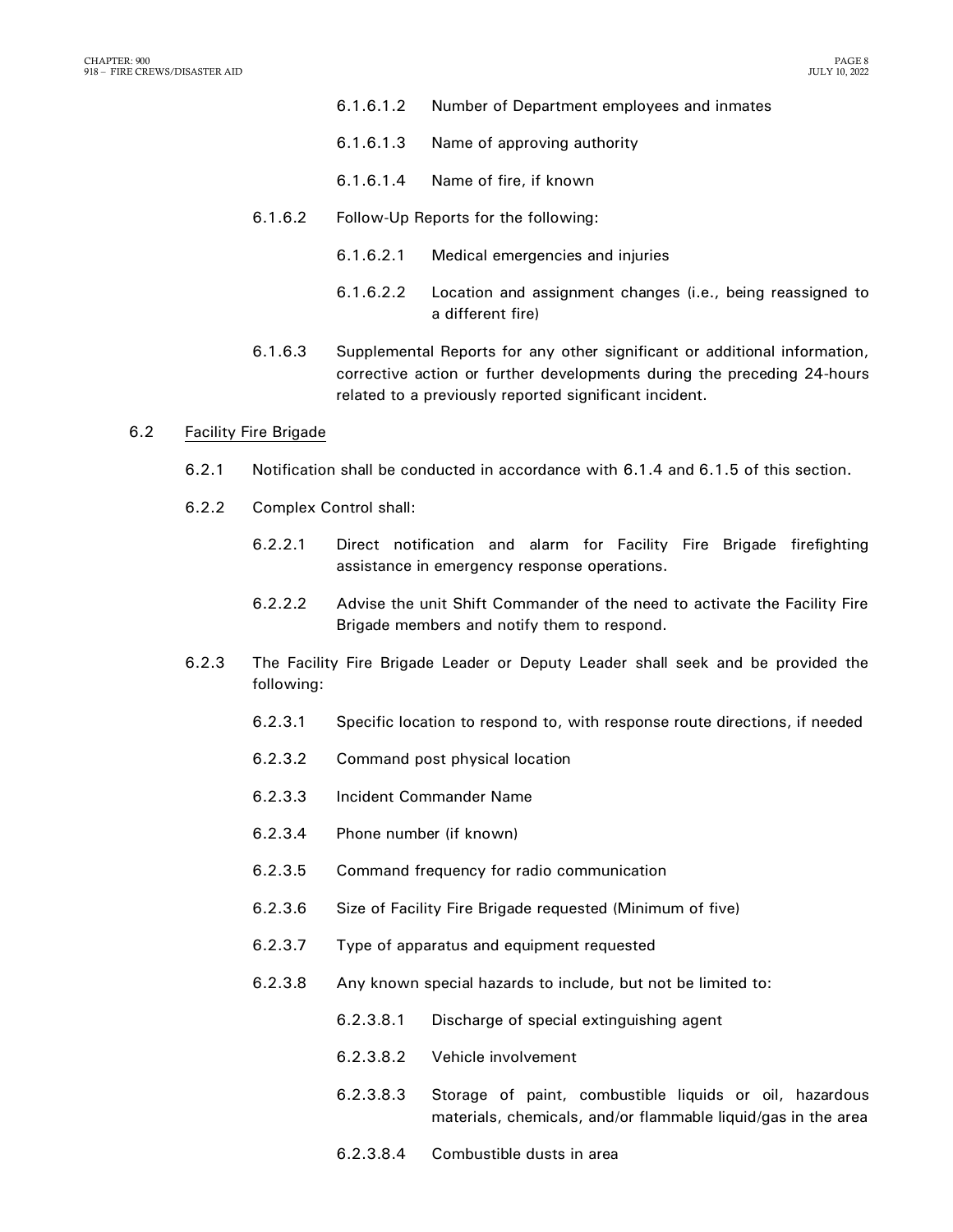6.1.6.1.2 Number of Department employees and inmates

6.1.6.1.3 Name of approving authority

6.1.6.1.4 Name of fire, if known

6.1.6.2 Follow-Up Reports for the following:

6.1.6.2.1 Medical emergencies and injuries

6.1.6.2.2 Location and assignment changes (i.e., being reassigned to a different fire)

6.1.6.3 Supplemental Reports for any other significant or additional information, corrective action or further developments during the preceding 24-hours related to a previously reported significant incident.

6.2 Facility Fire Brigade

6.2.1 Notification shall be conducted in accordance with 6.1.4 and 6.1.5 of this section.

6.2.2 Complex Control shall:

6.2.2.1 Direct notification and alarm for Facility Fire Brigade firefighting assistance in emergency response operations.

6.2.2.2 Advise the unit Shift Commander of the need to activate the Facility Fire Brigade members and notify them to respond.

6.2.3 The Facility Fire Brigade Leader or Deputy Leader shall seek and be provided the following:

6.2.3.1 Specific location to respond to, with response route directions, if needed

6.2.3.2 Command post physical location

6.2.3.3 Incident Commander Name

6.2.3.4 Phone number (if known)

6.2.3.5 Command frequency for radio communication

6.2.3.6 Size of Facility Fire Brigade requested (Minimum of five)

6.2.3.7 Type of apparatus and equipment requested

6.2.3.8 Any known special hazards to include, but not be limited to:

6.2.3.8.1 Discharge of special extinguishing agent

6.2.3.8.2 Vehicle involvement

6.2.3.8.3 Storage of paint, combustible liquids or oil, hazardous materials, chemicals, and/or flammable liquid/gas in the area

6.2.3.8.4 Combustible dusts in area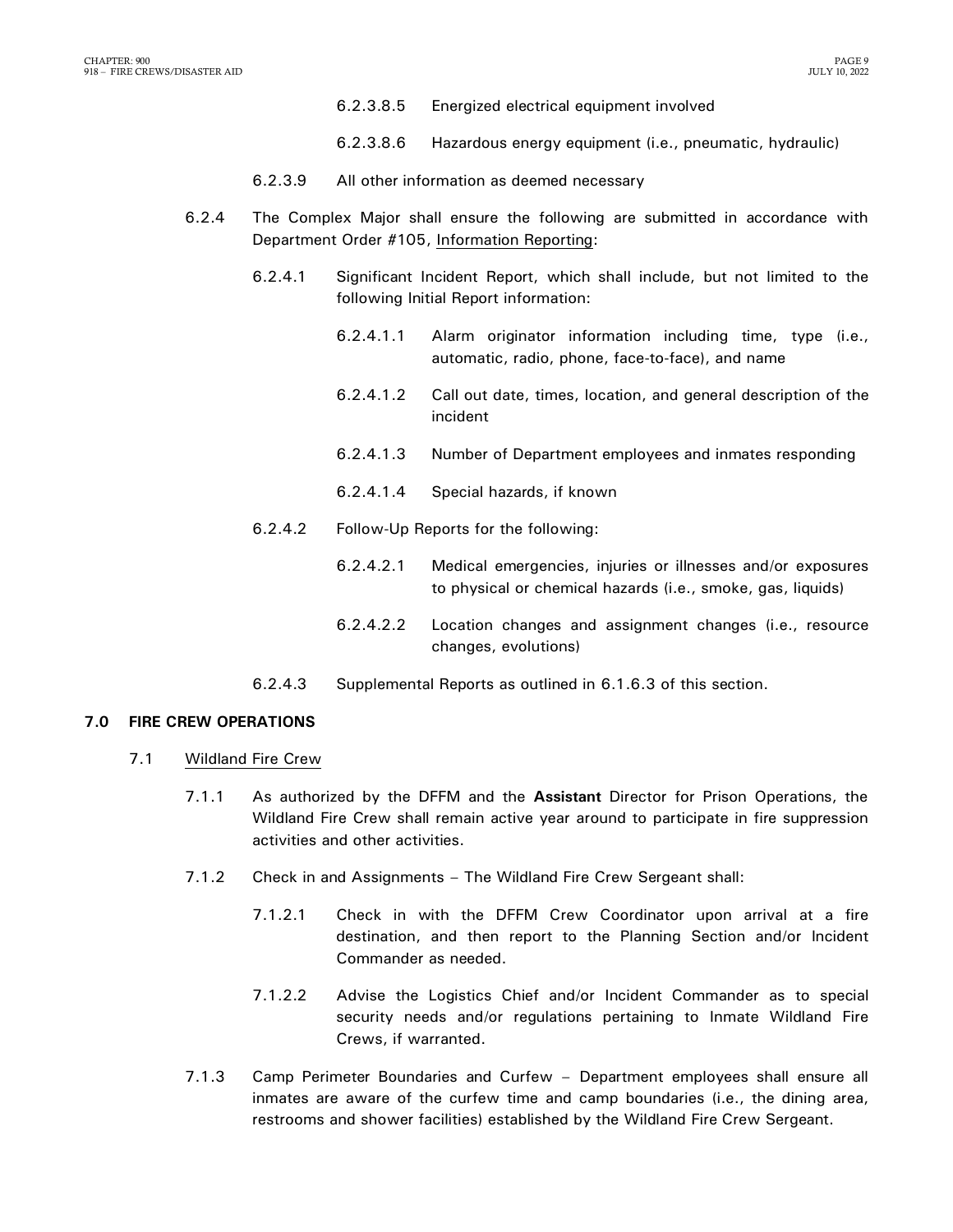6.2.3.8.5 Energized electrical equipment involved

6.2.3.8.6 Hazardous energy equipment (i.e., pneumatic, hydraulic)

6.2.3.9 All other information as deemed necessary

6.2.4 The Complex Major shall ensure the following are submitted in accordance with Department Order #105, Information Reporting:

6.2.4.1 Significant Incident Report, which shall include, but not limited to the following Initial Report information:

6.2.4.1.1 Alarm originator information including time, type (i.e., automatic, radio, phone, face-to-face), and name

6.2.4.1.2 Call out date, times, location, and general description of the incident

6.2.4.1.3 Number of Department employees and inmates responding

6.2.4.1.4 Special hazards, if known

6.2.4.2 Follow-Up Reports for the following:

6.2.4.2.1 Medical emergencies, injuries or illnesses and/or exposures to physical or chemical hazards (i.e., smoke, gas, liquids)

6.2.4.2.2 Location changes and assignment changes (i.e., resource changes, evolutions)

6.2.4.3 Supplemental Reports as outlined in 6.1.6.3 of this section.

## 7.0 FIRE CREW OPERATIONS

7.1 Wildland Fire Crew

7.1.1 As authorized by the DFFM and the **Assistant** Director for Prison Operations, the Wildland Fire Crew shall remain active year around to participate in fire suppression activities and other activities.

7.1.2 Check in and Assignments – The Wildland Fire Crew Sergeant shall:

7.1.2.1 Check in with the DFFM Crew Coordinator upon arrival at a fire destination, and then report to the Planning Section and/or Incident Commander as needed.

7.1.2.2 Advise the Logistics Chief and/or Incident Commander as to special security needs and/or regulations pertaining to Inmate Wildland Fire Crews, if warranted.

7.1.3 Camp Perimeter Boundaries and Curfew – Department employees shall ensure all inmates are aware of the curfew time and camp boundaries (i.e., the dining area, restrooms and shower facilities) established by the Wildland Fire Crew Sergeant.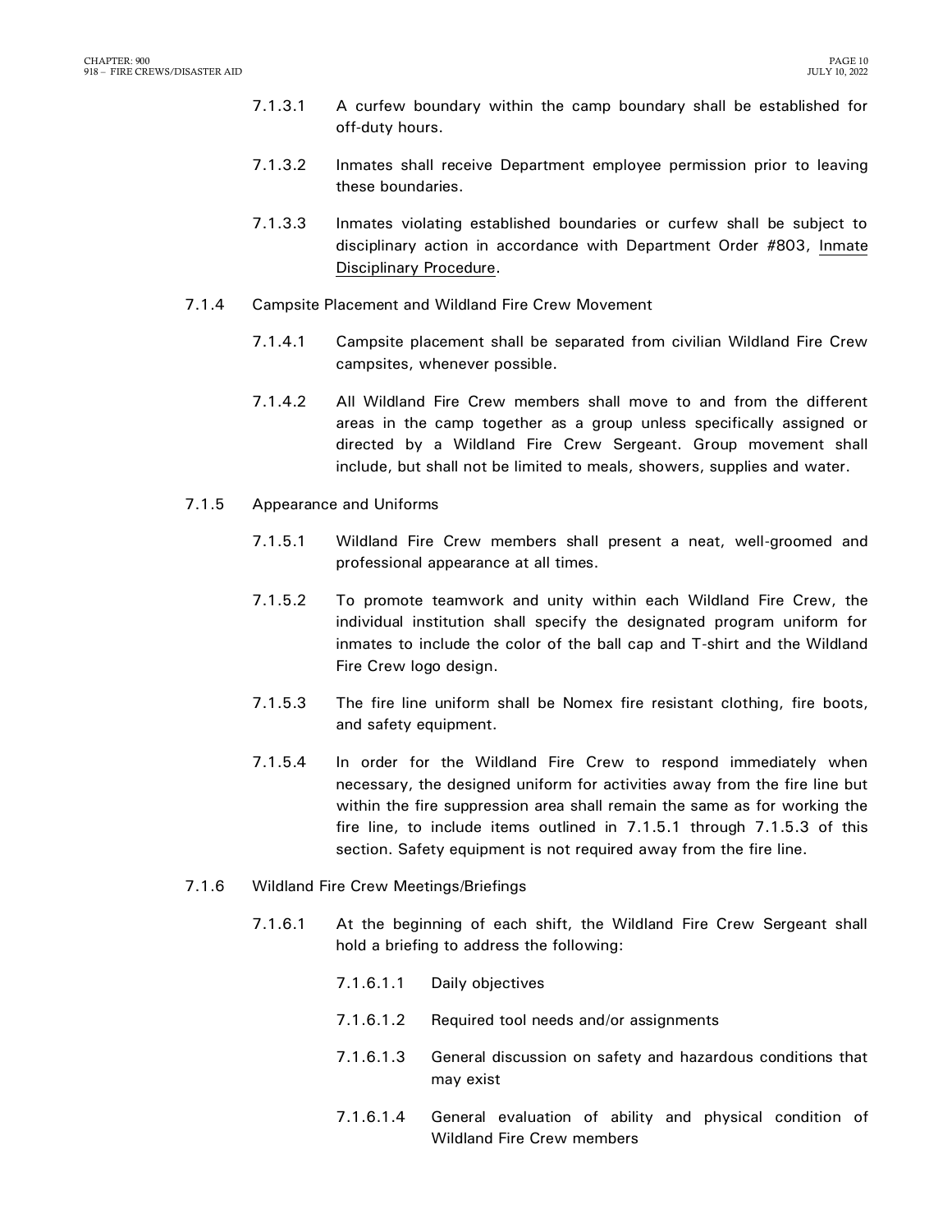7.1.3.1 A curfew boundary within the camp boundary shall be established for off-duty hours.

7.1.3.2 Inmates shall receive Department employee permission prior to leaving these boundaries.

7.1.3.3 Inmates violating established boundaries or curfew shall be subject to disciplinary action in accordance with Department Order #803, Inmate Disciplinary Procedure.

7.1.4 Campsite Placement and Wildland Fire Crew Movement

7.1.4.1 Campsite placement shall be separated from civilian Wildland Fire Crew campsites, whenever possible.

7.1.4.2 All Wildland Fire Crew members shall move to and from the different areas in the camp together as a group unless specifically assigned or directed by a Wildland Fire Crew Sergeant. Group movement shall include, but shall not be limited to meals, showers, supplies and water.

7.1.5 Appearance and Uniforms

7.1.5.1 Wildland Fire Crew members shall present a neat, well-groomed and professional appearance at all times.

7.1.5.2 To promote teamwork and unity within each Wildland Fire Crew, the individual institution shall specify the designated program uniform for inmates to include the color of the ball cap and T-shirt and the Wildland Fire Crew logo design.

7.1.5.3 The fire line uniform shall be Nomex fire resistant clothing, fire boots, and safety equipment.

7.1.5.4 In order for the Wildland Fire Crew to respond immediately when necessary, the designed uniform for activities away from the fire line but within the fire suppression area shall remain the same as for working the fire line, to include items outlined in 7.1.5.1 through 7.1.5.3 of this section. Safety equipment is not required away from the fire line.

7.1.6 Wildland Fire Crew Meetings/Briefings

7.1.6.1 At the beginning of each shift, the Wildland Fire Crew Sergeant shall hold a briefing to address the following:

7.1.6.1.1 Daily objectives

7.1.6.1.2 Required tool needs and/or assignments

7.1.6.1.3 General discussion on safety and hazardous conditions that may exist

7.1.6.1.4 General evaluation of ability and physical condition of Wildland Fire Crew members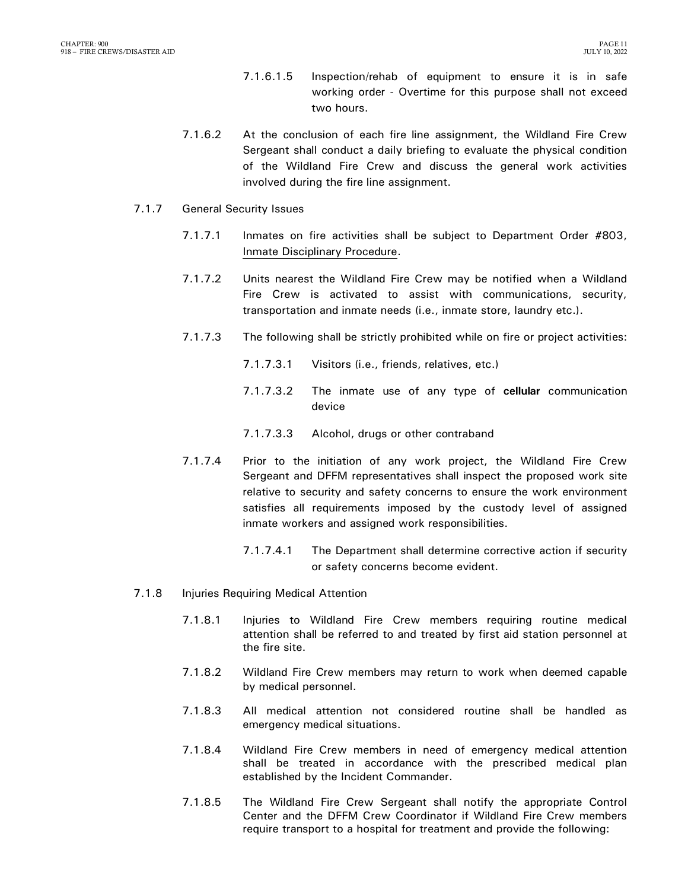7.1.6.1.5 Inspection/rehab of equipment to ensure it is in safe working order - Overtime for this purpose shall not exceed two hours.

7.1.6.2 At the conclusion of each fire line assignment, the Wildland Fire Crew Sergeant shall conduct a daily briefing to evaluate the physical condition of the Wildland Fire Crew and discuss the general work activities involved during the fire line assignment.

7.1.7 General Security Issues

7.1.7.1 Inmates on fire activities shall be subject to Department Order #803, Inmate Disciplinary Procedure.

7.1.7.2 Units nearest the Wildland Fire Crew may be notified when a Wildland Fire Crew is activated to assist with communications, security, transportation and inmate needs (i.e., inmate store, laundry etc.).

7.1.7.3 The following shall be strictly prohibited while on fire or project activities:

7.1.7.3.1 Visitors (i.e., friends, relatives, etc.)

7.1.7.3.2 The inmate use of any type of **cellular** communication device

7.1.7.3.3 Alcohol, drugs or other contraband

7.1.7.4 Prior to the initiation of any work project, the Wildland Fire Crew Sergeant and DFFM representatives shall inspect the proposed work site relative to security and safety concerns to ensure the work environment satisfies all requirements imposed by the custody level of assigned inmate workers and assigned work responsibilities.

7.1.7.4.1 The Department shall determine corrective action if security or safety concerns become evident.

7.1.8 Injuries Requiring Medical Attention

7.1.8.1 Injuries to Wildland Fire Crew members requiring routine medical attention shall be referred to and treated by first aid station personnel at the fire site.

7.1.8.2 Wildland Fire Crew members may return to work when deemed capable by medical personnel.

7.1.8.3 All medical attention not considered routine shall be handled as emergency medical situations.

7.1.8.4 Wildland Fire Crew members in need of emergency medical attention shall be treated in accordance with the prescribed medical plan established by the Incident Commander.

7.1.8.5 The Wildland Fire Crew Sergeant shall notify the appropriate Control Center and the DFFM Crew Coordinator if Wildland Fire Crew members require transport to a hospital for treatment and provide the following: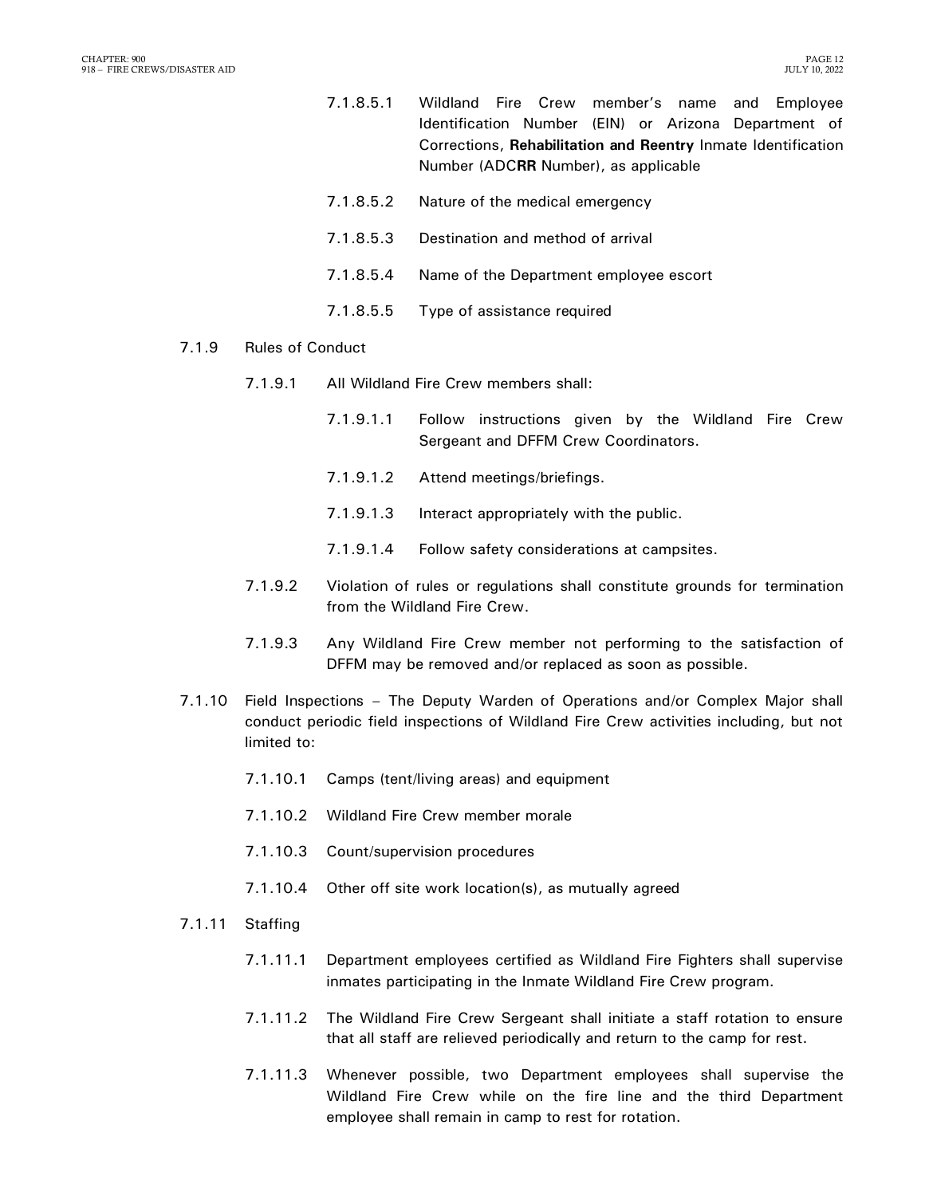7.1.8.5.1 Wildland Fire Crew member's name and Employee Identification Number (EIN) or Arizona Department of Corrections, **Rehabilitation and Reentry** Inmate Identification Number (ADC**RR** Number), as applicable

7.1.8.5.2 Nature of the medical emergency

7.1.8.5.3 Destination and method of arrival

7.1.8.5.4 Name of the Department employee escort

7.1.8.5.5 Type of assistance required

7.1.9 Rules of Conduct

7.1.9.1 All Wildland Fire Crew members shall:

7.1.9.1.1 Follow instructions given by the Wildland Fire Crew Sergeant and DFFM Crew Coordinators.

7.1.9.1.2 Attend meetings/briefings.

7.1.9.1.3 Interact appropriately with the public.

7.1.9.1.4 Follow safety considerations at campsites.

7.1.9.2 Violation of rules or regulations shall constitute grounds for termination from the Wildland Fire Crew.

7.1.9.3 Any Wildland Fire Crew member not performing to the satisfaction of DFFM may be removed and/or replaced as soon as possible.

7.1.10 Field Inspections – The Deputy Warden of Operations and/or Complex Major shall conduct periodic field inspections of Wildland Fire Crew activities including, but not limited to:

7.1.10.1 Camps (tent/living areas) and equipment

7.1.10.2 Wildland Fire Crew member morale

7.1.10.3 Count/supervision procedures

7.1.10.4 Other off site work location(s), as mutually agreed

7.1.11 Staffing

7.1.11.1 Department employees certified as Wildland Fire Fighters shall supervise inmates participating in the Inmate Wildland Fire Crew program.

7.1.11.2 The Wildland Fire Crew Sergeant shall initiate a staff rotation to ensure that all staff are relieved periodically and return to the camp for rest.

7.1.11.3 Whenever possible, two Department employees shall supervise the Wildland Fire Crew while on the fire line and the third Department employee shall remain in camp to rest for rotation.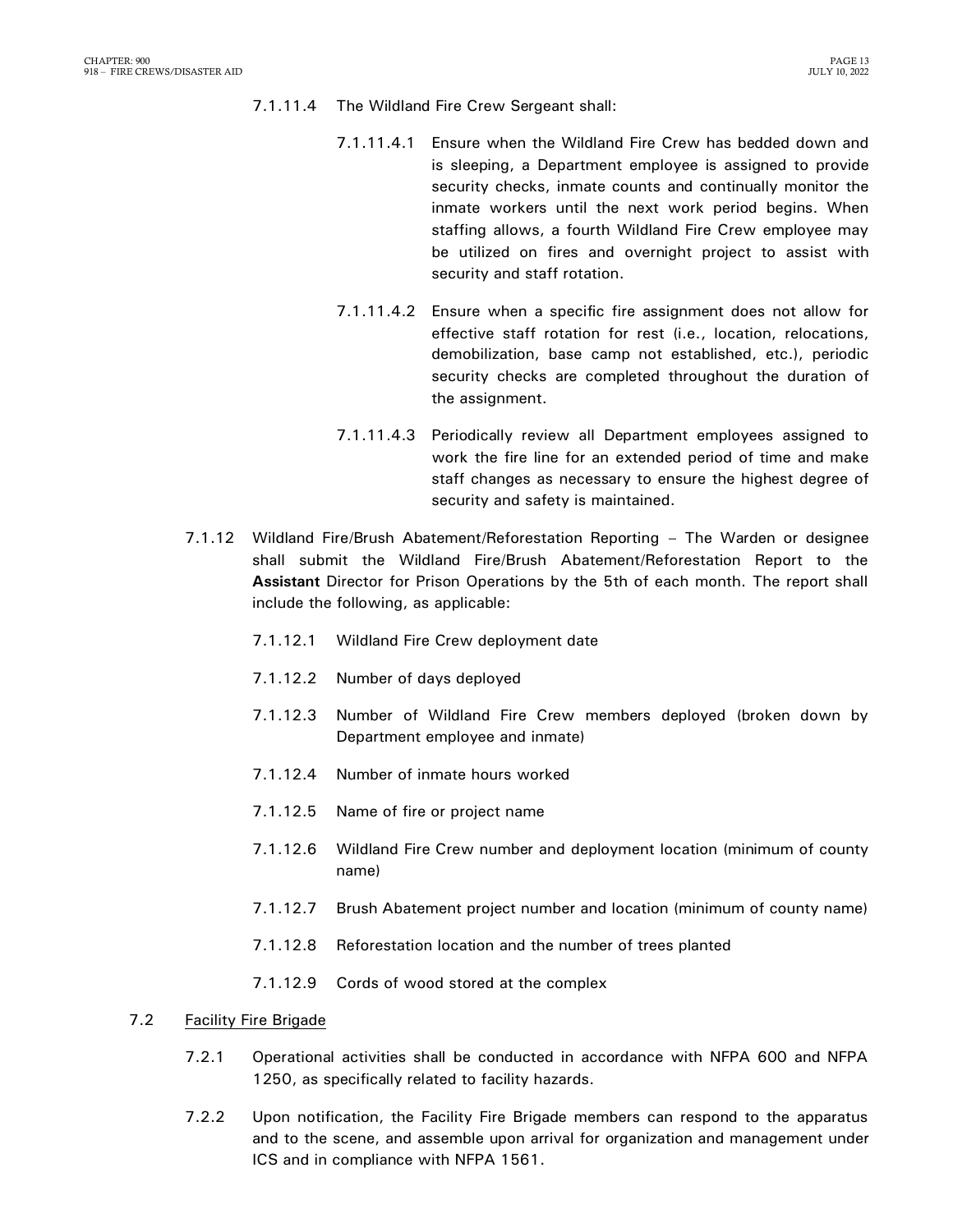7.1.11.4 The Wildland Fire Crew Sergeant shall:

7.1.11.4.1 Ensure when the Wildland Fire Crew has bedded down and is sleeping, a Department employee is assigned to provide security checks, inmate counts and continually monitor the inmate workers until the next work period begins. When staffing allows, a fourth Wildland Fire Crew employee may be utilized on fires and overnight project to assist with security and staff rotation.

7.1.11.4.2 Ensure when a specific fire assignment does not allow for effective staff rotation for rest (i.e., location, relocations, demobilization, base camp not established, etc.), periodic security checks are completed throughout the duration of the assignment.

7.1.11.4.3 Periodically review all Department employees assigned to work the fire line for an extended period of time and make staff changes as necessary to ensure the highest degree of security and safety is maintained.

7.1.12 Wildland Fire/Brush Abatement/Reforestation Reporting – The Warden or designee shall submit the Wildland Fire/Brush Abatement/Reforestation Report to the **Assistant** Director for Prison Operations by the 5th of each month. The report shall include the following, as applicable:

7.1.12.1 Wildland Fire Crew deployment date

7.1.12.2 Number of days deployed

7.1.12.3 Number of Wildland Fire Crew members deployed (broken down by Department employee and inmate)

7.1.12.4 Number of inmate hours worked

7.1.12.5 Name of fire or project name

7.1.12.6 Wildland Fire Crew number and deployment location (minimum of county name)

7.1.12.7 Brush Abatement project number and location (minimum of county name)

7.1.12.8 Reforestation location and the number of trees planted

7.1.12.9 Cords of wood stored at the complex

7.2 <u>Facility Fire Brigade</u>

7.2.1 Operational activities shall be conducted in accordance with NFPA 600 and NFPA 1250, as specifically related to facility hazards.

7.2.2 Upon notification, the Facility Fire Brigade members can respond to the apparatus and to the scene, and assemble upon arrival for organization and management under ICS and in compliance with NFPA 1561.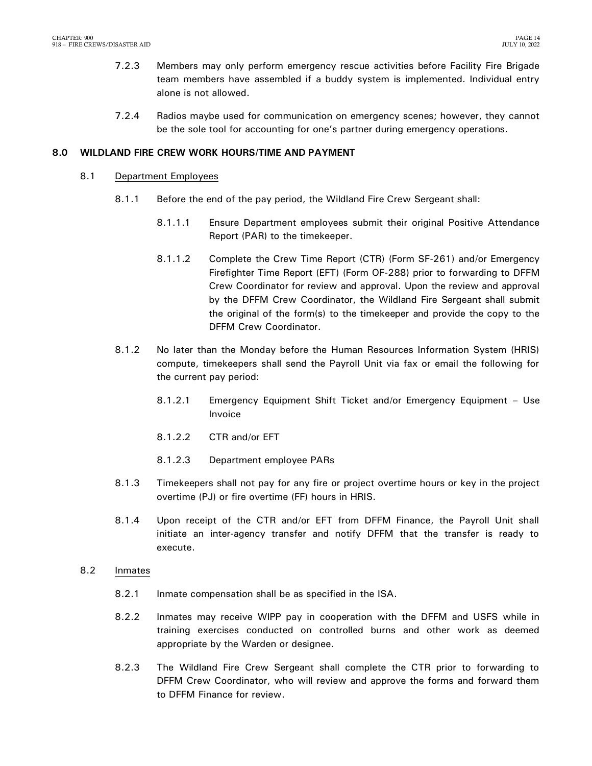7.2.3 Members may only perform emergency rescue activities before Facility Fire Brigade team members have assembled if a buddy system is implemented. Individual entry alone is not allowed.

7.2.4 Radios maybe used for communication on emergency scenes; however, they cannot be the sole tool for accounting for one's partner during emergency operations.

## 8.0 WILDLAND FIRE CREW WORK HOURS/TIME AND PAYMENT

### 8.1 Department Employees

8.1.1 Before the end of the pay period, the Wildland Fire Crew Sergeant shall:

8.1.1.1 Ensure Department employees submit their original Positive Attendance Report (PAR) to the timekeeper.

8.1.1.2 Complete the Crew Time Report (CTR) (Form SF-261) and/or Emergency Firefighter Time Report (EFT) (Form OF-288) prior to forwarding to DFFM Crew Coordinator for review and approval. Upon the review and approval by the DFFM Crew Coordinator, the Wildland Fire Sergeant shall submit the original of the form(s) to the timekeeper and provide the copy to the DFFM Crew Coordinator.

8.1.2 No later than the Monday before the Human Resources Information System (HRIS) compute, timekeepers shall send the Payroll Unit via fax or email the following for the current pay period:

8.1.2.1 Emergency Equipment Shift Ticket and/or Emergency Equipment – Use Invoice

8.1.2.2 CTR and/or EFT

8.1.2.3 Department employee PARs

8.1.3 Timekeepers shall not pay for any fire or project overtime hours or key in the project overtime (PJ) or fire overtime (FF) hours in HRIS.

8.1.4 Upon receipt of the CTR and/or EFT from DFFM Finance, the Payroll Unit shall initiate an inter-agency transfer and notify DFFM that the transfer is ready to execute.

### 8.2 Inmates

8.2.1 Inmate compensation shall be as specified in the ISA.

8.2.2 Inmates may receive WIPP pay in cooperation with the DFFM and USFS while in training exercises conducted on controlled burns and other work as deemed appropriate by the Warden or designee.

8.2.3 The Wildland Fire Crew Sergeant shall complete the CTR prior to forwarding to DFFM Crew Coordinator, who will review and approve the forms and forward them to DFFM Finance for review.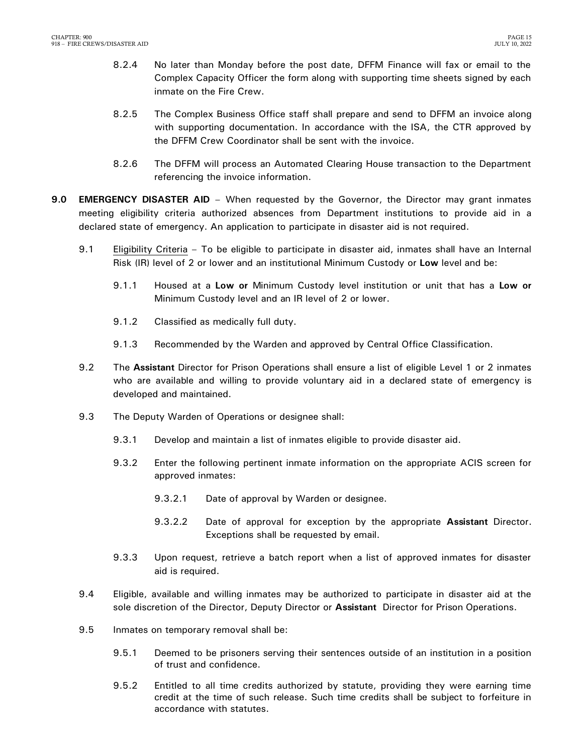8.2.4 No later than Monday before the post date, DFFM Finance will fax or email to the Complex Capacity Officer the form along with supporting time sheets signed by each inmate on the Fire Crew.

8.2.5 The Complex Business Office staff shall prepare and send to DFFM an invoice along with supporting documentation. In accordance with the ISA, the CTR approved by the DFFM Crew Coordinator shall be sent with the invoice.

8.2.6 The DFFM will process an Automated Clearing House transaction to the Department referencing the invoice information.

**9.0 EMERGENCY DISASTER AID** – When requested by the Governor, the Director may grant inmates meeting eligibility criteria authorized absences from Department institutions to provide aid in a declared state of emergency. An application to participate in disaster aid is not required.

9.1 Eligibility Criteria – To be eligible to participate in disaster aid, inmates shall have an Internal Risk (IR) level of 2 or lower and an institutional Minimum Custody or **Low** level and be:

9.1.1 Housed at a **Low or** Minimum Custody level institution or unit that has a **Low or** Minimum Custody level and an IR level of 2 or lower.

9.1.2 Classified as medically full duty.

9.1.3 Recommended by the Warden and approved by Central Office Classification.

9.2 The **Assistant** Director for Prison Operations shall ensure a list of eligible Level 1 or 2 inmates who are available and willing to provide voluntary aid in a declared state of emergency is developed and maintained.

9.3 The Deputy Warden of Operations or designee shall:

9.3.1 Develop and maintain a list of inmates eligible to provide disaster aid.

9.3.2 Enter the following pertinent inmate information on the appropriate ACIS screen for approved inmates:

9.3.2.1 Date of approval by Warden or designee.

9.3.2.2 Date of approval for exception by the appropriate **Assistant** Director. Exceptions shall be requested by email.

9.3.3 Upon request, retrieve a batch report when a list of approved inmates for disaster aid is required.

9.4 Eligible, available and willing inmates may be authorized to participate in disaster aid at the sole discretion of the Director, Deputy Director or **Assistant** Director for Prison Operations.

9.5 Inmates on temporary removal shall be:

9.5.1 Deemed to be prisoners serving their sentences outside of an institution in a position of trust and confidence.

9.5.2 Entitled to all time credits authorized by statute, providing they were earning time credit at the time of such release. Such time credits shall be subject to forfeiture in accordance with statutes.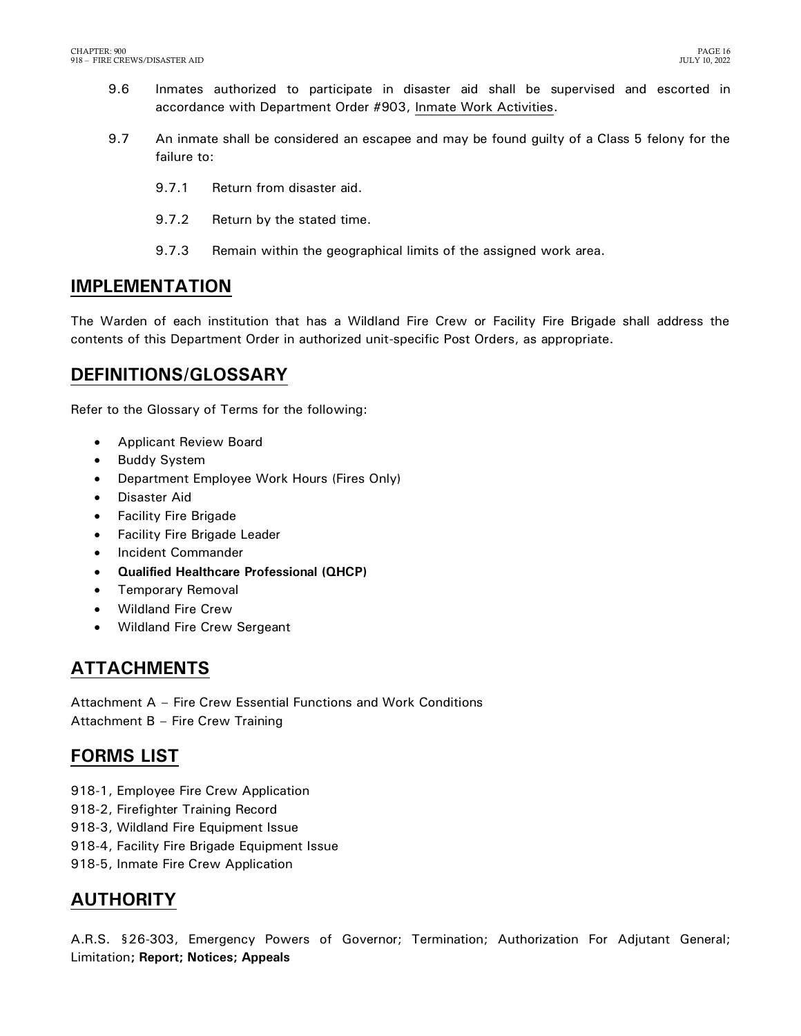9.6 Inmates authorized to participate in disaster aid shall be supervised and escorted in accordance with Department Order #903, Inmate Work Activities.

9.7 An inmate shall be considered an escapee and may be found guilty of a Class 5 felony for the failure to:

- 9.7.1 Return from disaster aid.
- 9.7.2 Return by the stated time.
- 9.7.3 Remain within the geographical limits of the assigned work area.

## IMPLEMENTATION

The Warden of each institution that has a Wildland Fire Crew or Facility Fire Brigade shall address the contents of this Department Order in authorized unit-specific Post Orders, as appropriate.

## DEFINITIONS/GLOSSARY

Refer to the Glossary of Terms for the following:

- Applicant Review Board
- Buddy System
- Department Employee Work Hours (Fires Only)
- Disaster Aid
- Facility Fire Brigade
- Facility Fire Brigade Leader
- Incident Commander
- **Qualified Healthcare Professional (QHCP)**
- Temporary Removal
- Wildland Fire Crew
- Wildland Fire Crew Sergeant

## ATTACHMENTS

Attachment A – Fire Crew Essential Functions and Work Conditions
Attachment B – Fire Crew Training

## FORMS LIST

918-1, Employee Fire Crew Application
918-2, Firefighter Training Record
918-3, Wildland Fire Equipment Issue
918-4, Facility Fire Brigade Equipment Issue
918-5, Inmate Fire Crew Application

## AUTHORITY

A.R.S. §26-303, Emergency Powers of Governor; Termination; Authorization For Adjutant General; Limitation**; Report; Notices; Appeals**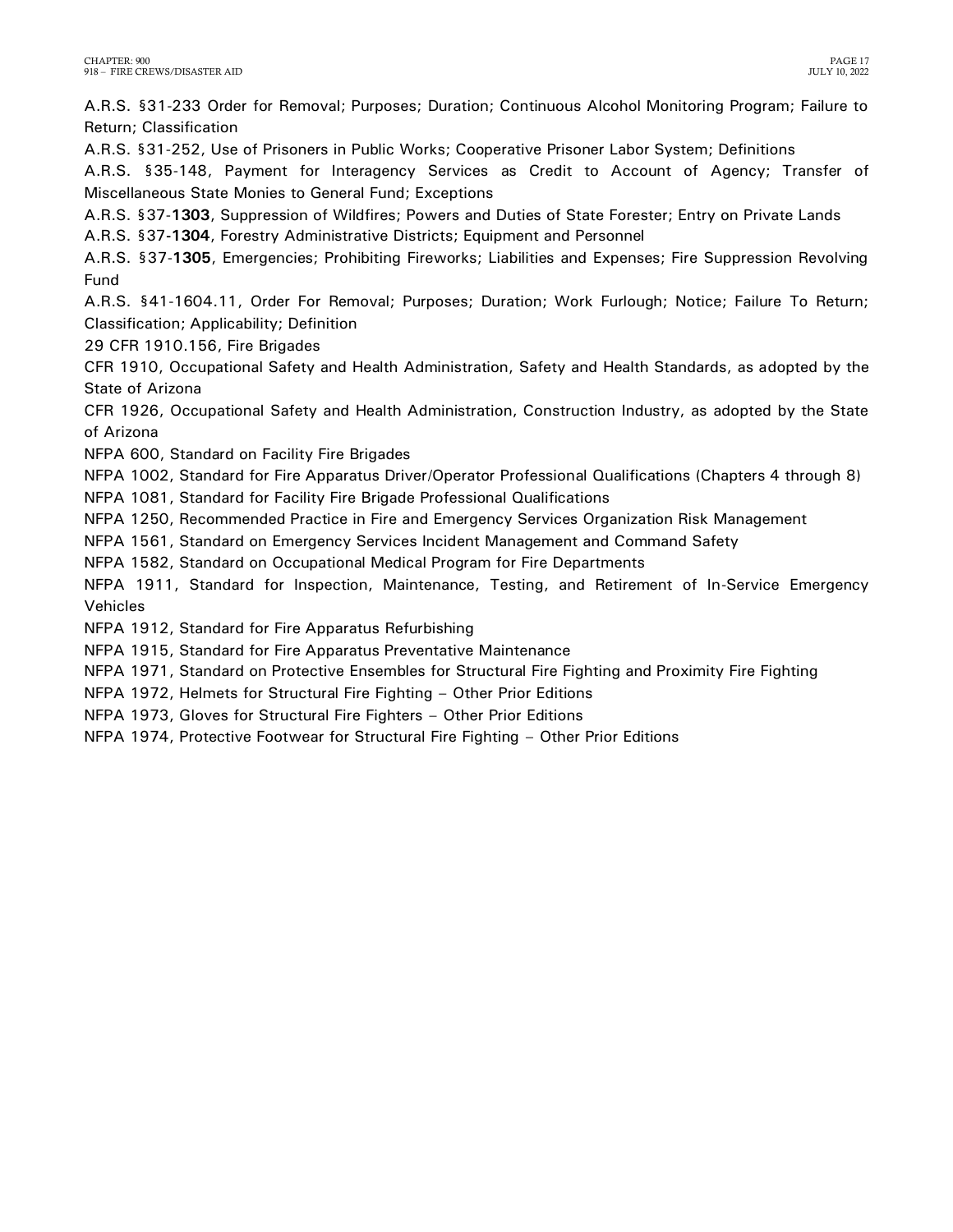A.R.S. §31-233 Order for Removal; Purposes; Duration; Continuous Alcohol Monitoring Program; Failure to Return; Classification

A.R.S. §31-252, Use of Prisoners in Public Works; Cooperative Prisoner Labor System; Definitions

A.R.S. §35-148, Payment for Interagency Services as Credit to Account of Agency; Transfer of Miscellaneous State Monies to General Fund; Exceptions

A.R.S. §37-**1303**, Suppression of Wildfires; Powers and Duties of State Forester; Entry on Private Lands

A.R.S. §37-**1304**, Forestry Administrative Districts; Equipment and Personnel

A.R.S. §37-**1305**, Emergencies; Prohibiting Fireworks; Liabilities and Expenses; Fire Suppression Revolving Fund

A.R.S. §41-1604.11, Order For Removal; Purposes; Duration; Work Furlough; Notice; Failure To Return; Classification; Applicability; Definition

29 CFR 1910.156, Fire Brigades

CFR 1910, Occupational Safety and Health Administration, Safety and Health Standards, as adopted by the State of Arizona

CFR 1926, Occupational Safety and Health Administration, Construction Industry, as adopted by the State of Arizona

NFPA 600, Standard on Facility Fire Brigades

NFPA 1002, Standard for Fire Apparatus Driver/Operator Professional Qualifications (Chapters 4 through 8)

NFPA 1081, Standard for Facility Fire Brigade Professional Qualifications

NFPA 1250, Recommended Practice in Fire and Emergency Services Organization Risk Management

NFPA 1561, Standard on Emergency Services Incident Management and Command Safety

NFPA 1582, Standard on Occupational Medical Program for Fire Departments

NFPA 1911, Standard for Inspection, Maintenance, Testing, and Retirement of In-Service Emergency Vehicles

NFPA 1912, Standard for Fire Apparatus Refurbishing

NFPA 1915, Standard for Fire Apparatus Preventative Maintenance

NFPA 1971, Standard on Protective Ensembles for Structural Fire Fighting and Proximity Fire Fighting

NFPA 1972, Helmets for Structural Fire Fighting – Other Prior Editions

NFPA 1973, Gloves for Structural Fire Fighters – Other Prior Editions

NFPA 1974, Protective Footwear for Structural Fire Fighting – Other Prior Editions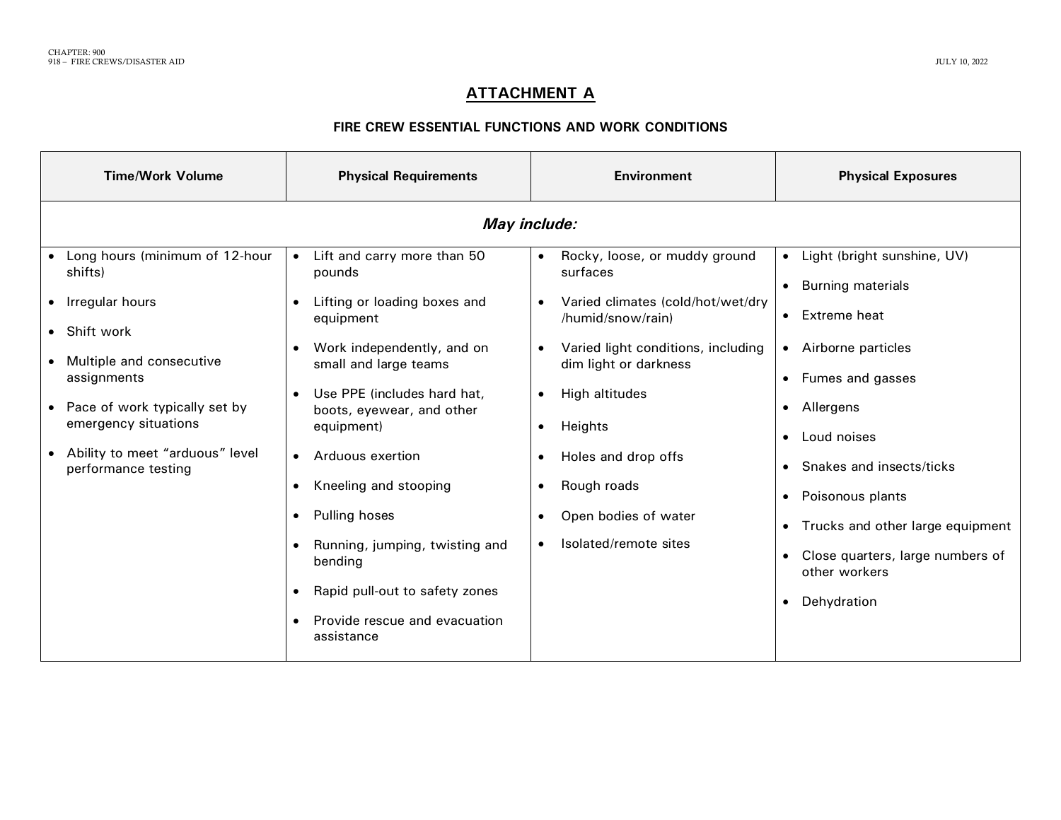## ATTACHMENT A

### FIRE CREW ESSENTIAL FUNCTIONS AND WORK CONDITIONS

| Time/Work Volume | Physical Requirements | Environment | Physical Exposures |
|---|---|---|---|
| ***May include:*** | | | |
| • Long hours (minimum of 12-hour shifts)<br>• Irregular hours<br>• Shift work<br>• Multiple and consecutive assignments<br>• Pace of work typically set by emergency situations<br>• Ability to meet "arduous" level performance testing | • Lift and carry more than 50 pounds<br>• Lifting or loading boxes and equipment<br>• Work independently, and on small and large teams<br>• Use PPE (includes hard hat, boots, eyewear, and other equipment)<br>• Arduous exertion<br>• Kneeling and stooping<br>• Pulling hoses<br>• Running, jumping, twisting and bending<br>• Rapid pull-out to safety zones<br>• Provide rescue and evacuation assistance | • Rocky, loose, or muddy ground surfaces<br>• Varied climates (cold/hot/wet/dry /humid/snow/rain)<br>• Varied light conditions, including dim light or darkness<br>• High altitudes<br>• Heights<br>• Holes and drop offs<br>• Rough roads<br>• Open bodies of water<br>• Isolated/remote sites | • Light (bright sunshine, UV)<br>• Burning materials<br>• Extreme heat<br>• Airborne particles<br>• Fumes and gasses<br>• Allergens<br>• Loud noises<br>• Snakes and insects/ticks<br>• Poisonous plants<br>• Trucks and other large equipment<br>• Close quarters, large numbers of other workers<br>• Dehydration |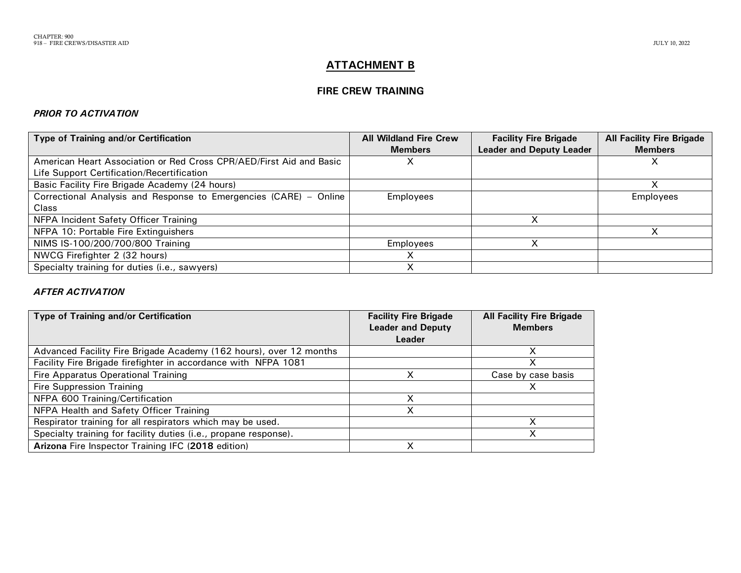# ATTACHMENT B

## FIRE CREW TRAINING

***PRIOR TO ACTIVATION***

| Type of Training and/or Certification | All Wildland Fire Crew Members | Facility Fire Brigade Leader and Deputy Leader | All Facility Fire Brigade Members |
|---|---|---|---|
| American Heart Association or Red Cross CPR/AED/First Aid and Basic Life Support Certification/Recertification | X | | X |
| Basic Facility Fire Brigade Academy (24 hours) | | | X |
| Correctional Analysis and Response to Emergencies (CARE) – Online Class | Employees | | Employees |
| NFPA Incident Safety Officer Training | | X | |
| NFPA 10: Portable Fire Extinguishers | | | X |
| NIMS IS-100/200/700/800 Training | Employees | X | |
| NWCG Firefighter 2 (32 hours) | X | | |
| Specialty training for duties (i.e., sawyers) | X | | |

***AFTER ACTIVATION***

| Type of Training and/or Certification | Facility Fire Brigade Leader and Deputy Leader | All Facility Fire Brigade Members |
|---|---|---|
| Advanced Facility Fire Brigade Academy (162 hours), over 12 months | | X |
| Facility Fire Brigade firefighter in accordance with NFPA 1081 | | X |
| Fire Apparatus Operational Training | X | Case by case basis |
| Fire Suppression Training | | X |
| NFPA 600 Training/Certification | X | |
| NFPA Health and Safety Officer Training | X | |
| Respirator training for all respirators which may be used. | | X |
| Specialty training for facility duties (i.e., propane response). | | X |
| **Arizona** Fire Inspector Training IFC (**2018** edition) | X | |